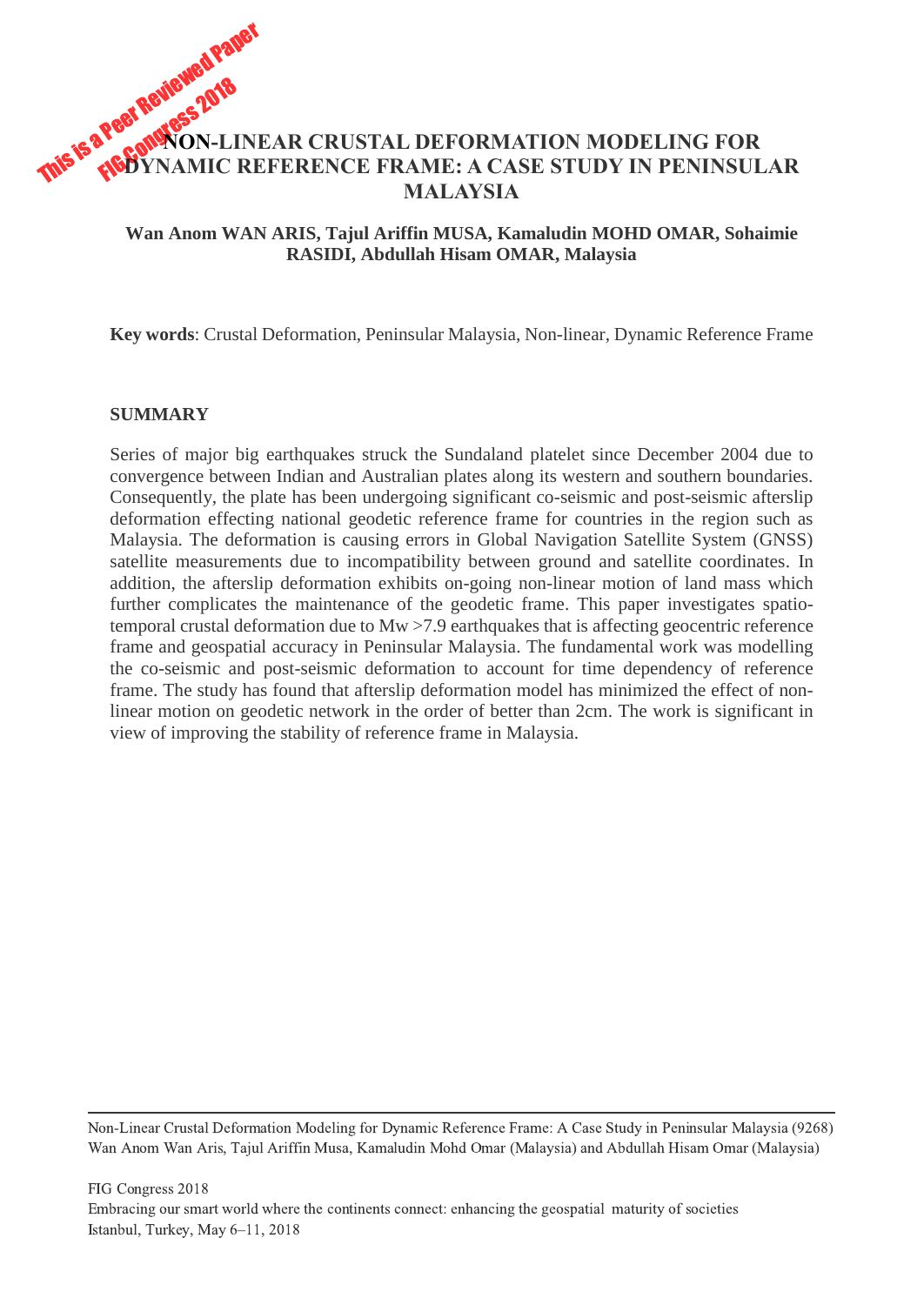# NON-LINEAR CRUSTAL DEFORMATION MODELING FOR DYNAMIC REFERENCE FRAME: A CASE STUDY IN PENINSULAR MALAYSIA

**Wan Anom WAN ARIS, Tajul Ariffin MUSA, Kamaludin MOHD OMAR, Sohaimie RASIDI, Abdullah Hisam OMAR, Malaysia**

**Key words**: Crustal Deformation, Peninsular Malaysia, Non-linear, Dynamic Reference Frame

## SUMMARY

Series of major big earthquakes struck the Sundaland platelet since December 2004 due to convergence between Indian and Australian plates along its western and southern boundaries. Consequently, the plate has been undergoing significant co-seismic and post-seismic afterslip deformation effecting national geodetic reference frame for countries in the region such as Malaysia. The deformation is causing errors in Global Navigation Satellite System (GNSS) satellite measurements due to incompatibility between ground and satellite coordinates. In addition, the afterslip deformation exhibits on-going non-linear motion of land mass which further complicates the maintenance of the geodetic frame. This paper investigates spatio-temporal crustal deformation due to Mw >7.9 earthquakes that is affecting geocentric reference frame and geospatial accuracy in Peninsular Malaysia. The fundamental work was modelling the co-seismic and post-seismic deformation to account for time dependency of reference frame. The study has found that afterslip deformation model has minimized the effect of non-linear motion on geodetic network in the order of better than 2cm. The work is significant in view of improving the stability of reference frame in Malaysia.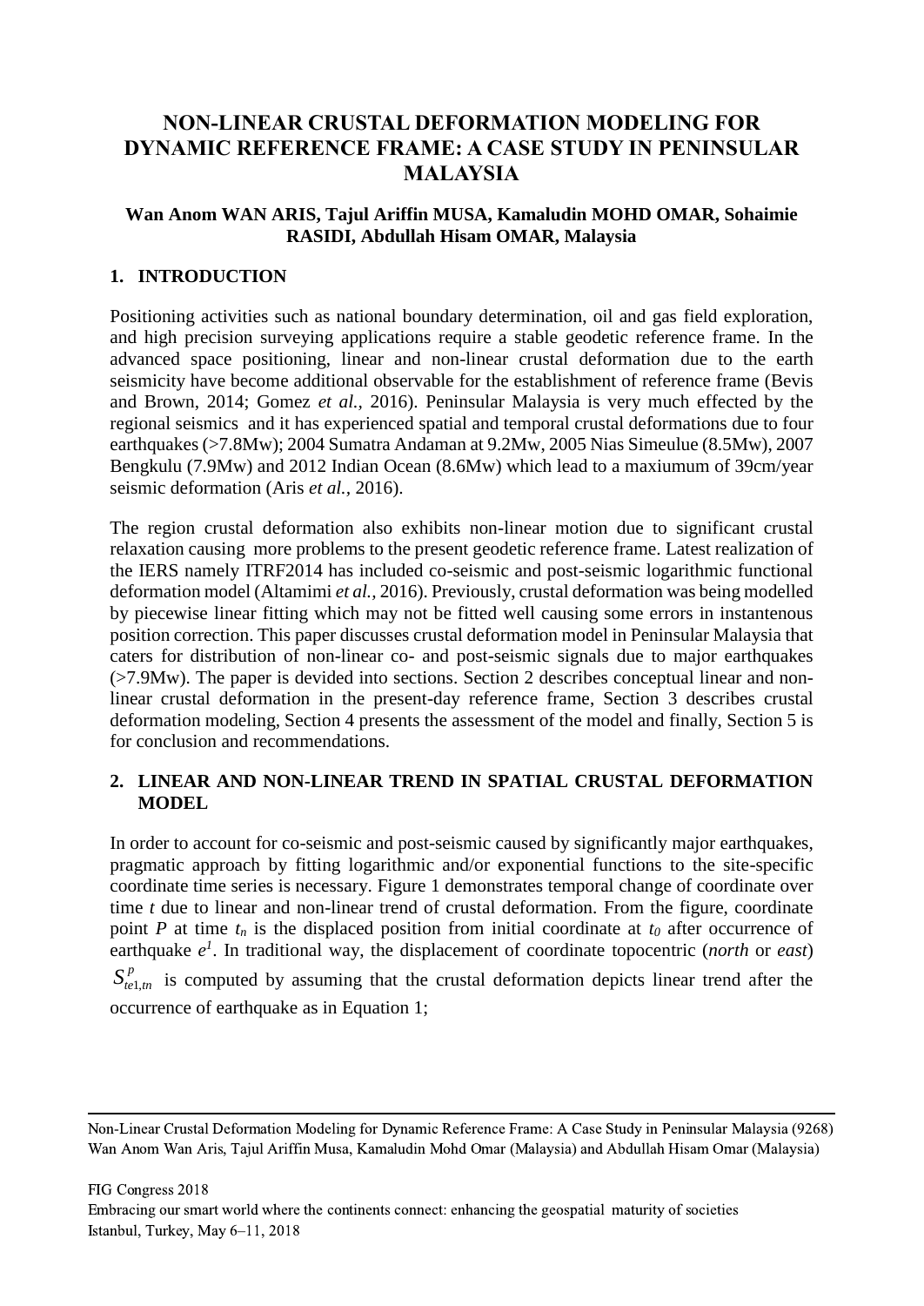# NON-LINEAR CRUSTAL DEFORMATION MODELING FOR DYNAMIC REFERENCE FRAME: A CASE STUDY IN PENINSULAR MALAYSIA

**Wan Anom WAN ARIS, Tajul Ariffin MUSA, Kamaludin MOHD OMAR, Sohaimie RASIDI, Abdullah Hisam OMAR, Malaysia**

## 1. INTRODUCTION

Positioning activities such as national boundary determination, oil and gas field exploration, and high precision surveying applications require a stable geodetic reference frame. In the advanced space positioning, linear and non-linear crustal deformation due to the earth seismicity have become additional observable for the establishment of reference frame (Bevis and Brown, 2014; Gomez *et al.,* 2016). Peninsular Malaysia is very much effected by the regional seismics and it has experienced spatial and temporal crustal deformations due to four earthquakes (>7.8Mw); 2004 Sumatra Andaman at 9.2Mw, 2005 Nias Simeulue (8.5Mw), 2007 Bengkulu (7.9Mw) and 2012 Indian Ocean (8.6Mw) which lead to a maxiumum of 39cm/year seismic deformation (Aris *et al.,* 2016).

The region crustal deformation also exhibits non-linear motion due to significant crustal relaxation causing more problems to the present geodetic reference frame. Latest realization of the IERS namely ITRF2014 has included co-seismic and post-seismic logarithmic functional deformation model (Altamimi *et al.,* 2016). Previously, crustal deformation was being modelled by piecewise linear fitting which may not be fitted well causing some errors in instantenous position correction. This paper discusses crustal deformation model in Peninsular Malaysia that caters for distribution of non-linear co- and post-seismic signals due to major earthquakes (>7.9Mw). The paper is devided into sections. Section 2 describes conceptual linear and non-linear crustal deformation in the present-day reference frame, Section 3 describes crustal deformation modeling, Section 4 presents the assessment of the model and finally, Section 5 is for conclusion and recommendations.

## 2. LINEAR AND NON-LINEAR TREND IN SPATIAL CRUSTAL DEFORMATION MODEL

In order to account for co-seismic and post-seismic caused by significantly major earthquakes, pragmatic approach by fitting logarithmic and/or exponential functions to the site-specific coordinate time series is necessary. Figure 1 demonstrates temporal change of coordinate over time $t$ due to linear and non-linear trend of crustal deformation. From the figure, coordinate point $P$ at time $t_n$ is the displaced position from initial coordinate at $t_0$ after occurrence of earthquake $e^1$. In traditional way, the displacement of coordinate topocentric (*north* or *east*) $S^{p}_{te1,tn}$ is computed by assuming that the crustal deformation depicts linear trend after the occurrence of earthquake as in Equation 1;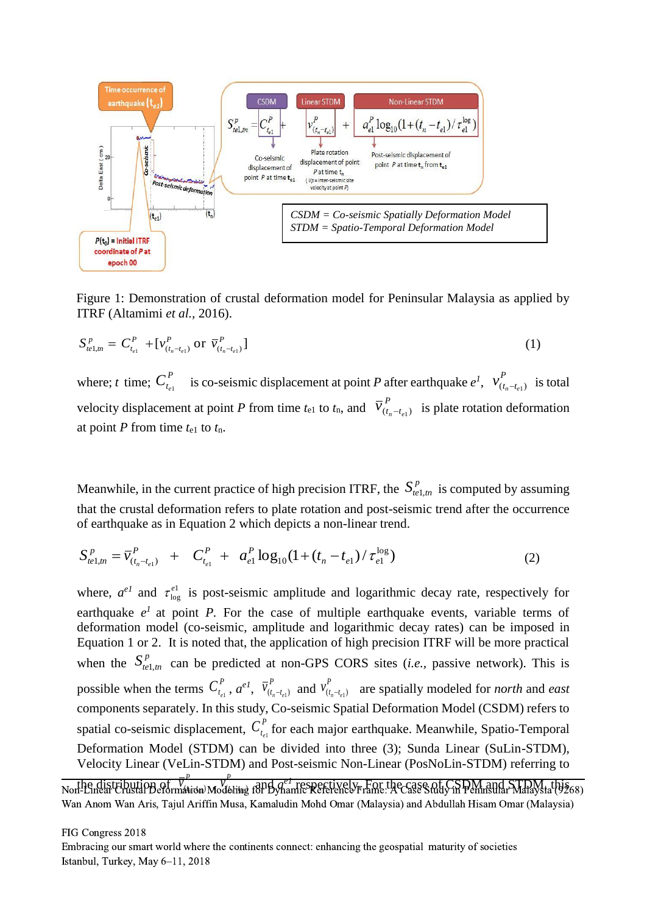Figure 1: Demonstration of crustal deformation model for Peninsular Malaysia as applied by ITRF (Altamimi *et al.*, 2016).

$$S^{P}_{te1,tn} = C^{P}_{t_{e1}} + [v^{P}_{(t_n - t_{e1})} \text{ or } \bar{v}^{P}_{(t_n - t_{e1})}] \tag{1}$$

where; $t$ time; $C^{P}_{t_{e1}}$ is co-seismic displacement at point $P$ after earthquake $e^{1}$, $v^{P}_{(t_n - t_{e1})}$ is total velocity displacement at point $P$ from time $t_{e1}$ to $t_n$, and $\bar{v}^{P}_{(t_n - t_{e1})}$ is plate rotation deformation at point $P$ from time $t_{e1}$ to $t_n$.

Meanwhile, in the current practice of high precision ITRF, the $S^{P}_{te1,tn}$ is computed by assuming that the crustal deformation refers to plate rotation and post-seismic trend after the occurrence of earthquake as in Equation 2 which depicts a non-linear trend.

$$S^{P}_{te1,tn} = \bar{v}^{P}_{(t_n - t_{e1})} + C^{P}_{t_{e1}} + a^{P}_{e1} \log_{10}(1 + (t_n - t_{e1}) / \tau^{\log}_{e1}) \tag{2}$$

where, $a^{e1}$ and $\tau^{e1}_{\log}$ is post-seismic amplitude and logarithmic decay rate, respectively for earthquake $e^{1}$ at point $P$. For the case of multiple earthquake events, variable terms of deformation model (co-seismic, amplitude and logarithmic decay rates) can be imposed in Equation 1 or 2. It is noted that, the application of high precision ITRF will be more practical when the $S^{P}_{te1,tn}$ can be predicted at non-GPS CORS sites (*i.e.*, passive network). This is possible when the terms $C^{P}_{t_{e1}}$, $a^{e1}$, $\bar{v}^{P}_{(t_n - t_{e1})}$ and $v^{P}_{(t_n - t_{e1})}$ are spatially modeled for *north* and *east* components separately. In this study, Co-seismic Spatial Deformation Model (CSDM) refers to spatial co-seismic displacement, $C^{P}_{t_{e1}}$ for each major earthquake. Meanwhile, Spatio-Temporal Deformation Model (STDM) can be divided into three (3); Sunda Linear (SuLin-STDM), Velocity Linear (VeLin-STDM) and Post-seismic Non-Linear (PosNoLin-STDM) referring to the distribution of $\bar{v}^{P}_{(t_n - t_{e1})}$, $v^{P}_{(t_n - t_{e1})}$ and $a^{e1}$ respectively. For the case of CSDM and STDM, this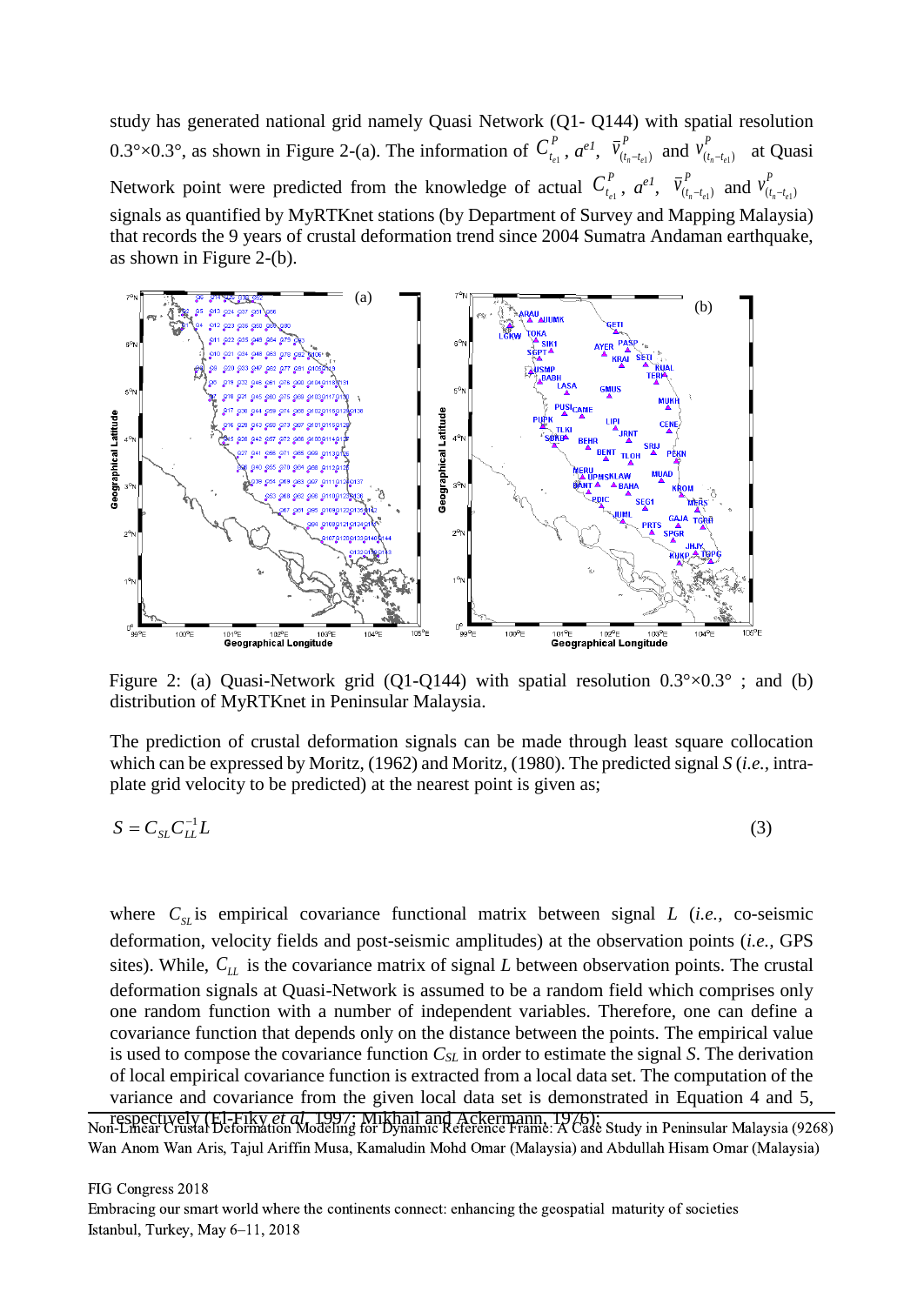study has generated national grid namely Quasi Network (Q1- Q144) with spatial resolution 0.3°×0.3°, as shown in Figure 2-(a). The information of $C^{P}_{t_{e1}}$, $a^{e1}$, $\bar{v}^{P}_{(t_n - t_{e1})}$ and $v^{P}_{(t_n - t_{e1})}$ at Quasi Network point were predicted from the knowledge of actual $C^{P}_{t_{e1}}$, $a^{e1}$, $\bar{v}^{P}_{(t_n - t_{e1})}$ and $v^{P}_{(t_n - t_{e1})}$ signals as quantified by MyRTKnet stations (by Department of Survey and Mapping Malaysia) that records the 9 years of crustal deformation trend since 2004 Sumatra Andaman earthquake, as shown in Figure 2-(b).

Figure 2: (a) Quasi-Network grid (Q1-Q144) with spatial resolution 0.3°×0.3° ; and (b) distribution of MyRTKnet in Peninsular Malaysia.

The prediction of crustal deformation signals can be made through least square collocation which can be expressed by Moritz, (1962) and Moritz, (1980). The predicted signal *S* (*i.e.*, intra-plate grid velocity to be predicted) at the nearest point is given as;

$$S = C_{SL} C_{LL}^{-1} L \tag{3}$$

where $C_{SL}$ is empirical covariance functional matrix between signal *L* (*i.e.*, co-seismic deformation, velocity fields and post-seismic amplitudes) at the observation points (*i.e.*, GPS sites). While, $C_{LL}$ is the covariance matrix of signal *L* between observation points. The crustal deformation signals at Quasi-Network is assumed to be a random field which comprises only one random function with a number of independent variables. Therefore, one can define a covariance function that depends only on the distance between the points. The empirical value is used to compose the covariance function $C_{SL}$ in order to estimate the signal *S*. The derivation of local empirical covariance function is extracted from a local data set. The computation of the variance and covariance from the given local data set is demonstrated in Equation 4 and 5, respectively (El-Fiky *et al*, 1997; Mikhail and Ackermann, 1976);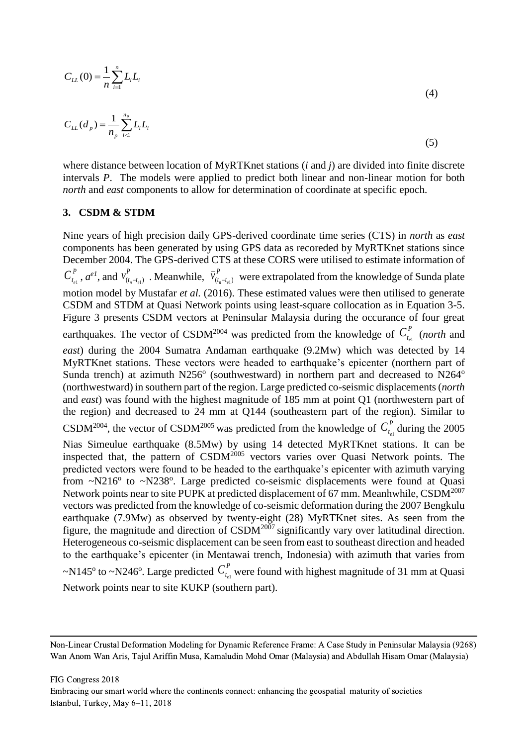$$C_{LL}(0) = \frac{1}{n}\sum_{i=1}^{n} L_i L_i \tag{4}$$

$$C_{LL}(d_p) = \frac{1}{n_p}\sum_{i<1}^{n_p} L_i L_i \tag{5}$$

where distance between location of MyRTKnet stations (*i* and *j*) are divided into finite discrete intervals *P*. The models were applied to predict both linear and non-linear motion for both *north* and *east* components to allow for determination of coordinate at specific epoch.

## 3. CSDM & STDM

Nine years of high precision daily GPS-derived coordinate time series (CTS) in *north* as *east* components has been generated by using GPS data as recoreded by MyRTKnet stations since December 2004. The GPS-derived CTS at these CORS were utilised to estimate information of $C_{t_{e1}}^{P}$, $a^{e1}$, and $v_{(t_n - t_{e1})}^{P}$ . Meanwhile, $\bar{v}_{(t_n - t_{e1})}^{P}$ were extrapolated from the knowledge of Sunda plate motion model by Mustafar *et al.* (2016). These estimated values were then utilised to generate CSDM and STDM at Quasi Network points using least-square collocation as in Equation 3-5. Figure 3 presents CSDM vectors at Peninsular Malaysia during the occurance of four great earthquakes. The vector of CSDM[2004] was predicted from the knowledge of $C_{t_{e1}}^{P}$ (*north* and *east*) during the 2004 Sumatra Andaman earthquake (9.2Mw) which was detected by 14 MyRTKnet stations. These vectors were headed to earthquake's epicenter (northern part of Sunda trench) at azimuth N256$^{o}$ (southwestward) in northern part and decreased to N264$^{o}$ (northwestward) in southern part of the region. Large predicted co-seismic displacements (*north* and *east*) was found with the highest magnitude of 185 mm at point Q1 (northwestern part of the region) and decreased to 24 mm at Q144 (southeastern part of the region). Similar to CSDM[2004], the vector of CSDM[2005] was predicted from the knowledge of $C_{t_{e1}}^{P}$ during the 2005 Nias Simeulue earthquake (8.5Mw) by using 14 detected MyRTKnet stations. It can be inspected that, the pattern of CSDM[2005] vectors varies over Quasi Network points. The predicted vectors were found to be headed to the earthquake's epicenter with azimuth varying from ~N216$^{o}$ to ~N238$^{o}$. Large predicted co-seismic displacements were found at Quasi Network points near to site PUPK at predicted displacement of 67 mm. Meanhwhile, CSDM[2007] vectors was predicted from the knowledge of co-seismic deformation during the 2007 Bengkulu earthquake (7.9Mw) as observed by twenty-eight (28) MyRTKnet sites. As seen from the figure, the magnitude and direction of CSDM[2007] significantly vary over latitudinal direction. Heterogeneous co-seismic displacement can be seen from east to southeast direction and headed to the earthquake's epicenter (in Mentawai trench, Indonesia) with azimuth that varies from ~N145$^{o}$ to ~N246$^{o}$. Large predicted $C_{t_{e1}}^{P}$ were found with highest magnitude of 31 mm at Quasi Network points near to site KUKP (southern part).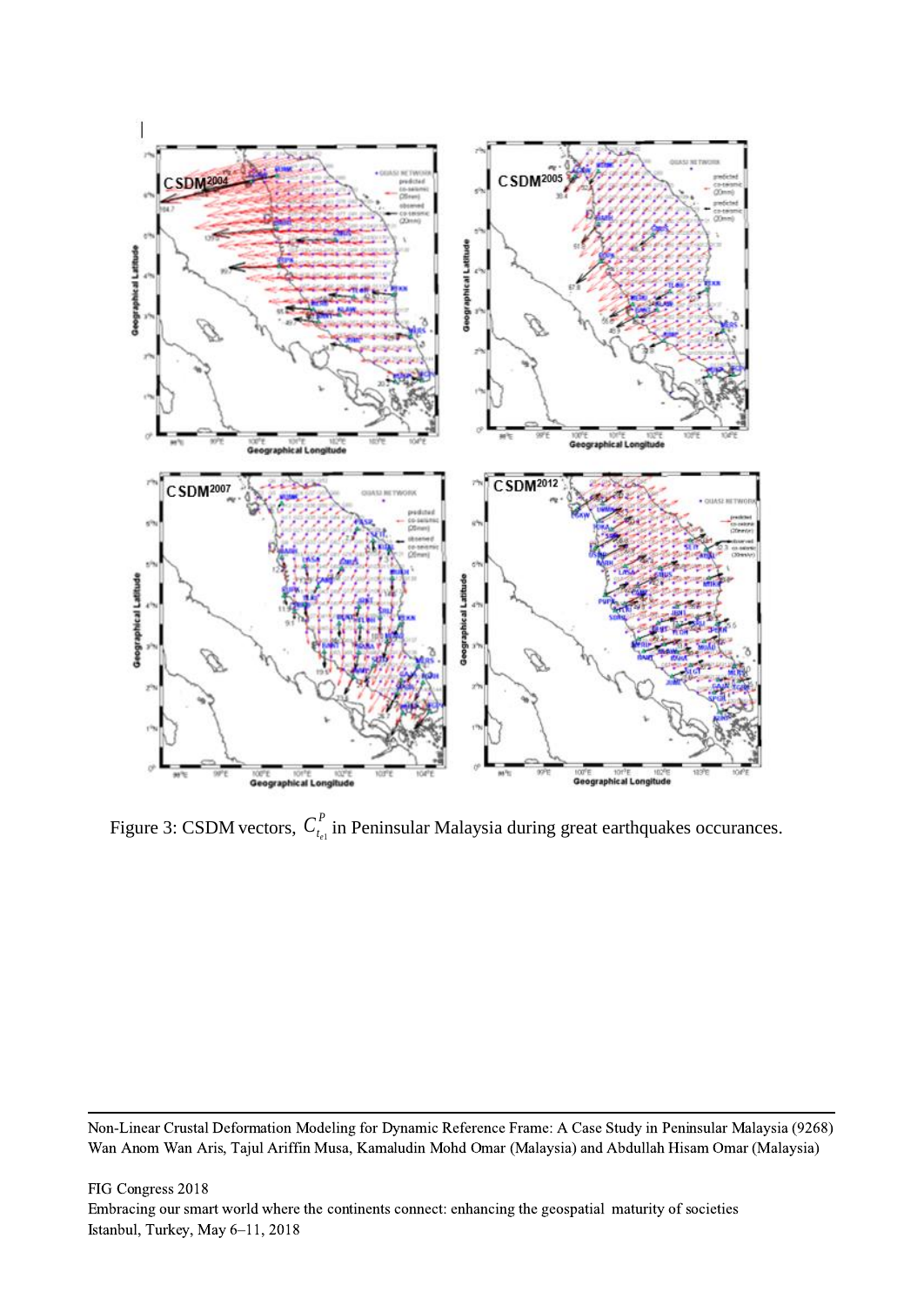Figure 3: CSDM vectors, $C_{t_{e1}}^{P}$ in Peninsular Malaysia during great earthquakes occurances.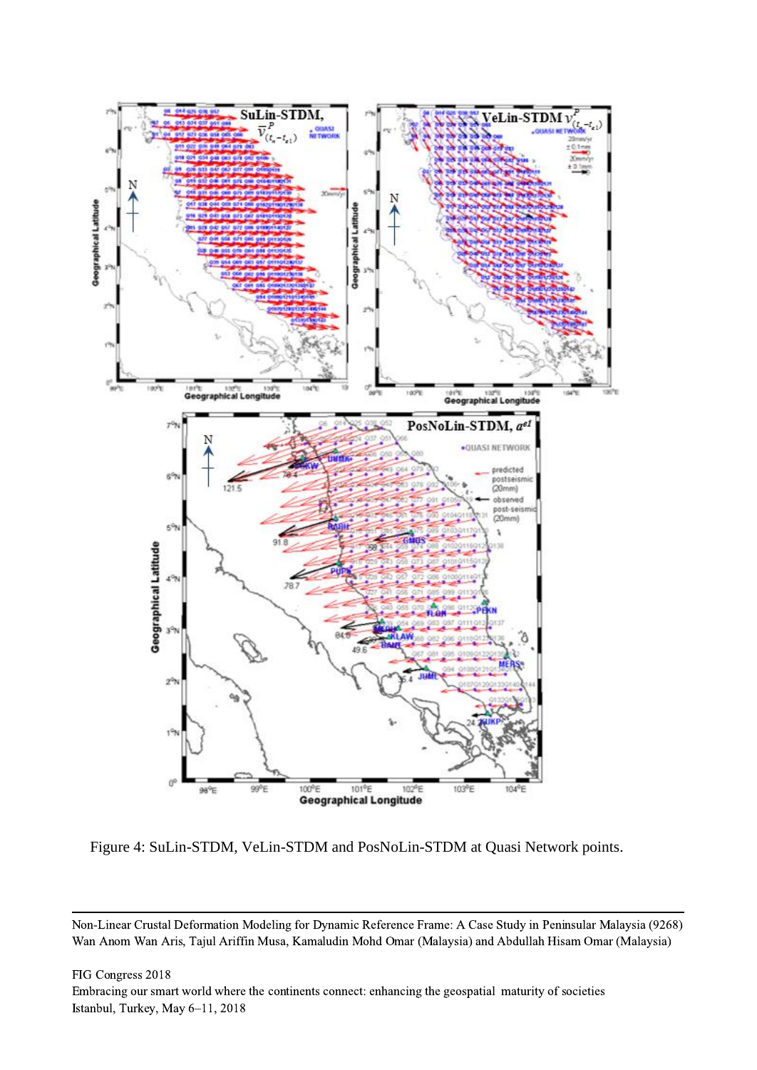Figure 4: SuLin-STDM, VeLin-STDM and PosNoLin-STDM at Quasi Network points.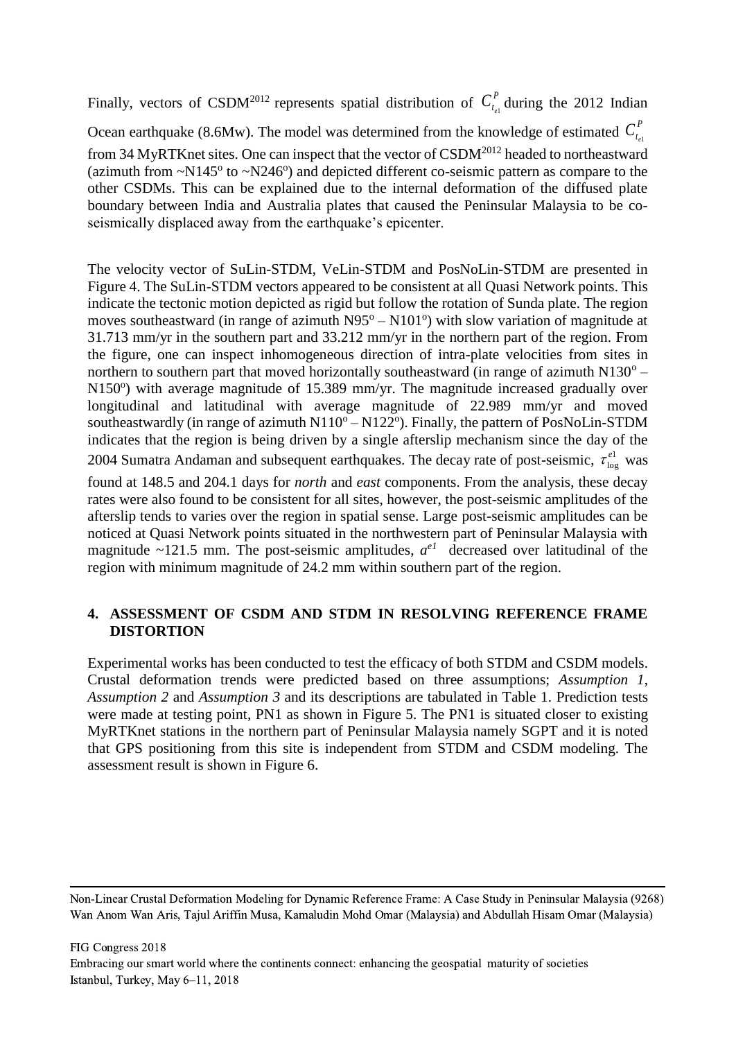Finally, vectors of CSDM[2012] represents spatial distribution of $C_{t_{e1}}^{P}$ during the 2012 Indian Ocean earthquake (8.6Mw). The model was determined from the knowledge of estimated $C_{t_{e1}}^{P}$ from 34 MyRTKnet sites. One can inspect that the vector of CSDM[2012] headed to northeastward (azimuth from ~N145$^{o}$ to ~N246$^{o}$) and depicted different co-seismic pattern as compare to the other CSDMs. This can be explained due to the internal deformation of the diffused plate boundary between India and Australia plates that caused the Peninsular Malaysia to be co-seismically displaced away from the earthquake's epicenter.

The velocity vector of SuLin-STDM, VeLin-STDM and PosNoLin-STDM are presented in Figure 4. The SuLin-STDM vectors appeared to be consistent at all Quasi Network points. This indicate the tectonic motion depicted as rigid but follow the rotation of Sunda plate. The region moves southeastward (in range of azimuth N95$^{o}$ – N101$^{o}$) with slow variation of magnitude at 31.713 mm/yr in the southern part and 33.212 mm/yr in the northern part of the region. From the figure, one can inspect inhomogeneous direction of intra-plate velocities from sites in northern to southern part that moved horizontally southeastward (in range of azimuth N130$^{o}$ – N150$^{o}$) with average magnitude of 15.389 mm/yr. The magnitude increased gradually over longitudinal and latitudinal with average magnitude of 22.989 mm/yr and moved southeastwardly (in range of azimuth N110$^{o}$ – N122$^{o}$). Finally, the pattern of PosNoLin-STDM indicates that the region is being driven by a single afterslip mechanism since the day of the 2004 Sumatra Andaman and subsequent earthquakes. The decay rate of post-seismic, $\tau_{\log}^{e1}$ was found at 148.5 and 204.1 days for *north* and *east* components. From the analysis, these decay rates were also found to be consistent for all sites, however, the post-seismic amplitudes of the afterslip tends to varies over the region in spatial sense. Large post-seismic amplitudes can be noticed at Quasi Network points situated in the northwestern part of Peninsular Malaysia with magnitude ~121.5 mm. The post-seismic amplitudes, $a^{e1}$ decreased over latitudinal of the region with minimum magnitude of 24.2 mm within southern part of the region.

## 4. ASSESSMENT OF CSDM AND STDM IN RESOLVING REFERENCE FRAME DISTORTION

Experimental works has been conducted to test the efficacy of both STDM and CSDM models. Crustal deformation trends were predicted based on three assumptions; *Assumption 1*, *Assumption 2* and *Assumption 3* and its descriptions are tabulated in Table 1. Prediction tests were made at testing point, PN1 as shown in Figure 5. The PN1 is situated closer to existing MyRTKnet stations in the northern part of Peninsular Malaysia namely SGPT and it is noted that GPS positioning from this site is independent from STDM and CSDM modeling. The assessment result is shown in Figure 6.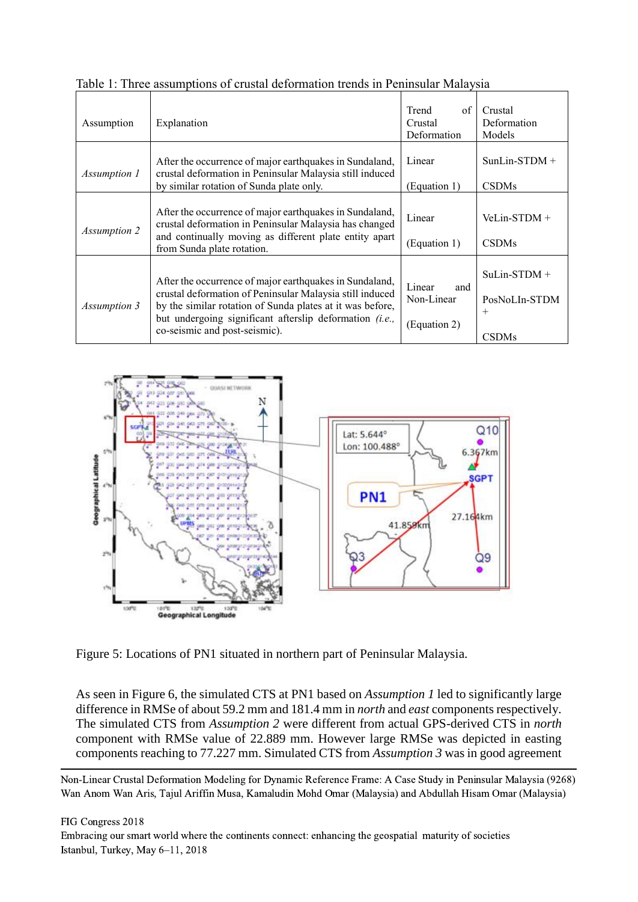Table 1: Three assumptions of crustal deformation trends in Peninsular Malaysia

| Assumption | Explanation | Trend of Crustal Deformation | Crustal Deformation Models |
|---|---|---|---|
| *Assumption 1* | After the occurrence of major earthquakes in Sundaland, crustal deformation in Peninsular Malaysia still induced by similar rotation of Sunda plate only. | Linear (Equation 1) | SunLin-STDM + CSDMs |
| *Assumption 2* | After the occurrence of major earthquakes in Sundaland, crustal deformation in Peninsular Malaysia has changed and continually moving as different plate entity apart from Sunda plate rotation. | Linear (Equation 1) | VeLin-STDM + CSDMs |
| *Assumption 3* | After the occurrence of major earthquakes in Sundaland, crustal deformation of Peninsular Malaysia still induced by the similar rotation of Sunda plates at it was before, but undergoing significant afterslip deformation *(i.e.,* co-seismic and post-seismic). | Linear and Non-Linear (Equation 2) | SuLin-STDM + PosNoLIn-STDM + CSDMs |

Figure 5: Locations of PN1 situated in northern part of Peninsular Malaysia.

As seen in Figure 6, the simulated CTS at PN1 based on *Assumption 1* led to significantly large difference in RMSe of about 59.2 mm and 181.4 mm in *north* and *east* components respectively. The simulated CTS from *Assumption 2* were different from actual GPS-derived CTS in *north* component with RMSe value of 22.889 mm. However large RMSe was depicted in easting components reaching to 77.227 mm. Simulated CTS from *Assumption 3* was in good agreement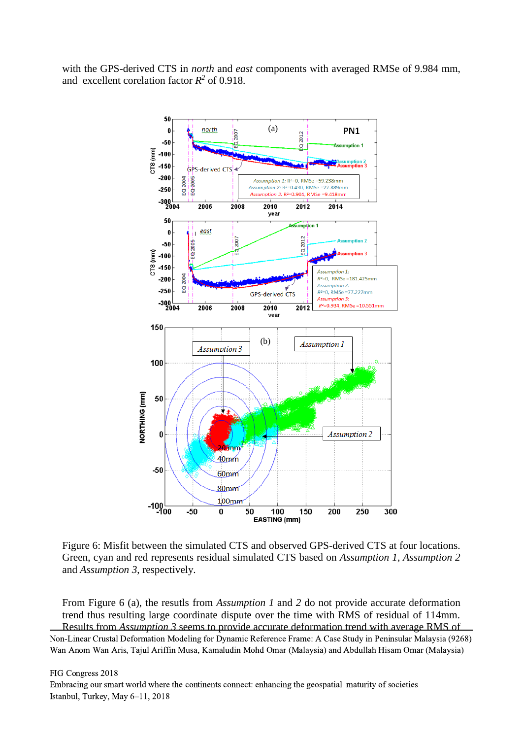with the GPS-derived CTS in *north* and *east* components with averaged RMSe of 9.984 mm, and excellent corelation factor $R^2$ of 0.918.

Figure 6: Misfit between the simulated CTS and observed GPS-derived CTS at four locations. Green, cyan and red represents residual simulated CTS based on *Assumption 1*, *Assumption 2* and *Assumption 3*, respectively.

From Figure 6 (a), the resutls from *Assumption 1* and *2* do not provide accurate deformation trend thus resulting large coordinate dispute over the time with RMS of residual of 114mm. Results from *Assumption 3* seems to provide accurate deformation trend with average RMS of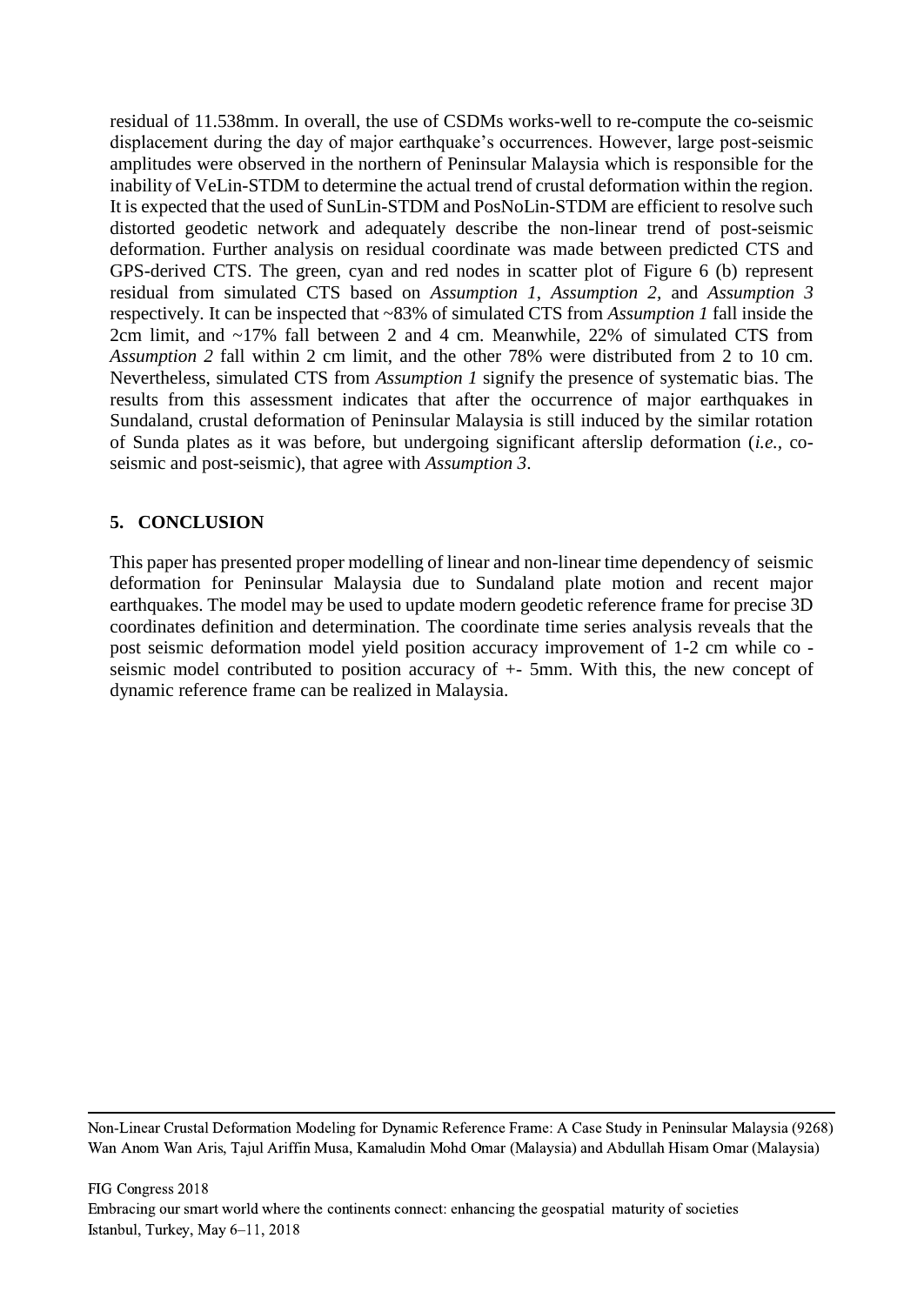residual of 11.538mm. In overall, the use of CSDMs works-well to re-compute the co-seismic displacement during the day of major earthquake's occurrences. However, large post-seismic amplitudes were observed in the northern of Peninsular Malaysia which is responsible for the inability of VeLin-STDM to determine the actual trend of crustal deformation within the region. It is expected that the used of SunLin-STDM and PosNoLin-STDM are efficient to resolve such distorted geodetic network and adequately describe the non-linear trend of post-seismic deformation. Further analysis on residual coordinate was made between predicted CTS and GPS-derived CTS. The green, cyan and red nodes in scatter plot of Figure 6 (b) represent residual from simulated CTS based on *Assumption 1*, *Assumption 2*, and *Assumption 3* respectively. It can be inspected that ~83% of simulated CTS from *Assumption 1* fall inside the 2cm limit, and ~17% fall between 2 and 4 cm. Meanwhile, 22% of simulated CTS from *Assumption 2* fall within 2 cm limit, and the other 78% were distributed from 2 to 10 cm. Nevertheless, simulated CTS from *Assumption 1* signify the presence of systematic bias. The results from this assessment indicates that after the occurrence of major earthquakes in Sundaland, crustal deformation of Peninsular Malaysia is still induced by the similar rotation of Sunda plates as it was before, but undergoing significant afterslip deformation (*i.e.*, co-seismic and post-seismic), that agree with *Assumption 3*.

## 5. CONCLUSION

This paper has presented proper modelling of linear and non-linear time dependency of seismic deformation for Peninsular Malaysia due to Sundaland plate motion and recent major earthquakes. The model may be used to update modern geodetic reference frame for precise 3D coordinates definition and determination. The coordinate time series analysis reveals that the post seismic deformation model yield position accuracy improvement of 1-2 cm while co - seismic model contributed to position accuracy of +- 5mm. With this, the new concept of dynamic reference frame can be realized in Malaysia.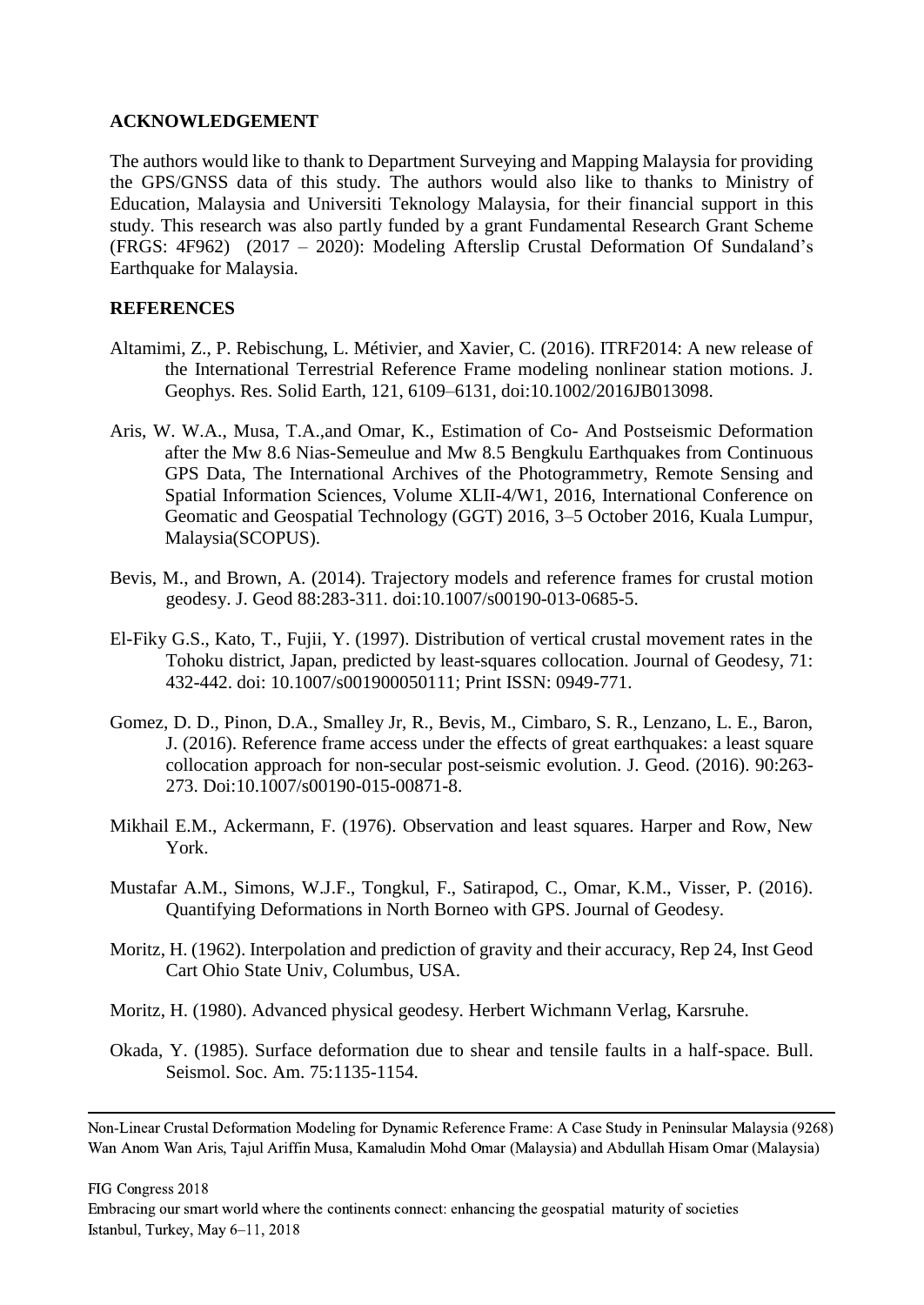## ACKNOWLEDGEMENT

The authors would like to thank to Department Surveying and Mapping Malaysia for providing the GPS/GNSS data of this study. The authors would also like to thanks to Ministry of Education, Malaysia and Universiti Teknology Malaysia, for their financial support in this study. This research was also partly funded by a grant Fundamental Research Grant Scheme (FRGS: 4F962) (2017 – 2020): Modeling Afterslip Crustal Deformation Of Sundaland's Earthquake for Malaysia.

## REFERENCES

Altamimi, Z., P. Rebischung, L. Métivier, and Xavier, C. (2016). ITRF2014: A new release of the International Terrestrial Reference Frame modeling nonlinear station motions. J. Geophys. Res. Solid Earth, 121, 6109–6131, doi:10.1002/2016JB013098.

Aris, W. W.A., Musa, T.A.,and Omar, K., Estimation of Co- And Postseismic Deformation after the Mw 8.6 Nias-Semeulue and Mw 8.5 Bengkulu Earthquakes from Continuous GPS Data, The International Archives of the Photogrammetry, Remote Sensing and Spatial Information Sciences, Volume XLII-4/W1, 2016, International Conference on Geomatic and Geospatial Technology (GGT) 2016, 3–5 October 2016, Kuala Lumpur, Malaysia(SCOPUS).

Bevis, M., and Brown, A. (2014). Trajectory models and reference frames for crustal motion geodesy. J. Geod 88:283-311. doi:10.1007/s00190-013-0685-5.

El-Fiky G.S., Kato, T., Fujii, Y. (1997). Distribution of vertical crustal movement rates in the Tohoku district, Japan, predicted by least-squares collocation. Journal of Geodesy, 71: 432-442. doi: 10.1007/s001900050111; Print ISSN: 0949-771.

Gomez, D. D., Pinon, D.A., Smalley Jr, R., Bevis, M., Cimbaro, S. R., Lenzano, L. E., Baron, J. (2016). Reference frame access under the effects of great earthquakes: a least square collocation approach for non-secular post-seismic evolution. J. Geod. (2016). 90:263-273. Doi:10.1007/s00190-015-00871-8.

Mikhail E.M., Ackermann, F. (1976). Observation and least squares. Harper and Row, New York.

Mustafar A.M., Simons, W.J.F., Tongkul, F., Satirapod, C., Omar, K.M., Visser, P. (2016). Quantifying Deformations in North Borneo with GPS. Journal of Geodesy.

Moritz, H. (1962). Interpolation and prediction of gravity and their accuracy, Rep 24, Inst Geod Cart Ohio State Univ, Columbus, USA.

Moritz, H. (1980). Advanced physical geodesy. Herbert Wichmann Verlag, Karsruhe.

Okada, Y. (1985). Surface deformation due to shear and tensile faults in a half-space. Bull. Seismol. Soc. Am. 75:1135-1154.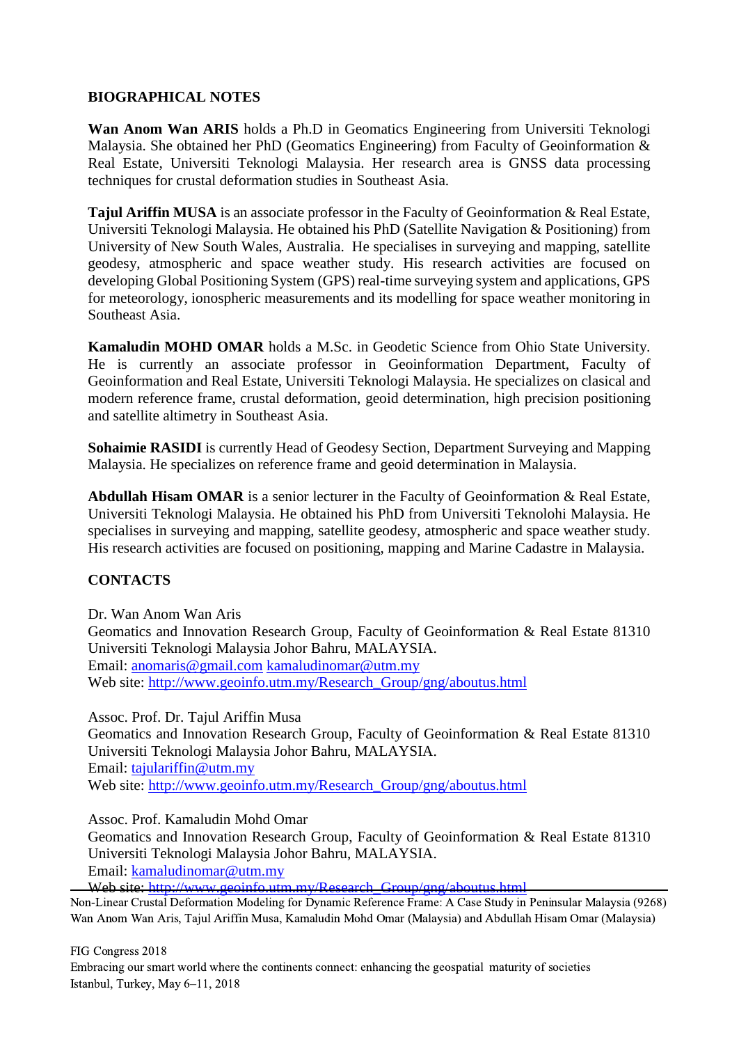## BIOGRAPHICAL NOTES

**Wan Anom Wan ARIS** holds a Ph.D in Geomatics Engineering from Universiti Teknologi Malaysia. She obtained her PhD (Geomatics Engineering) from Faculty of Geoinformation & Real Estate, Universiti Teknologi Malaysia. Her research area is GNSS data processing techniques for crustal deformation studies in Southeast Asia.

**Tajul Ariffin MUSA** is an associate professor in the Faculty of Geoinformation & Real Estate, Universiti Teknologi Malaysia. He obtained his PhD (Satellite Navigation & Positioning) from University of New South Wales, Australia. He specialises in surveying and mapping, satellite geodesy, atmospheric and space weather study. His research activities are focused on developing Global Positioning System (GPS) real-time surveying system and applications, GPS for meteorology, ionospheric measurements and its modelling for space weather monitoring in Southeast Asia.

**Kamaludin MOHD OMAR** holds a M.Sc. in Geodetic Science from Ohio State University. He is currently an associate professor in Geoinformation Department, Faculty of Geoinformation and Real Estate, Universiti Teknologi Malaysia. He specializes on clasical and modern reference frame, crustal deformation, geoid determination, high precision positioning and satellite altimetry in Southeast Asia.

**Sohaimie RASIDI** is currently Head of Geodesy Section, Department Surveying and Mapping Malaysia. He specializes on reference frame and geoid determination in Malaysia.

**Abdullah Hisam OMAR** is a senior lecturer in the Faculty of Geoinformation & Real Estate, Universiti Teknologi Malaysia. He obtained his PhD from Universiti Teknolohi Malaysia. He specialises in surveying and mapping, satellite geodesy, atmospheric and space weather study. His research activities are focused on positioning, mapping and Marine Cadastre in Malaysia.

## CONTACTS

Dr. Wan Anom Wan Aris
Geomatics and Innovation Research Group, Faculty of Geoinformation & Real Estate 81310 Universiti Teknologi Malaysia Johor Bahru, MALAYSIA.
Email: anomaris@gmail.com kamaludinomar@utm.my
Web site: http://www.geoinfo.utm.my/Research_Group/gng/aboutus.html

Assoc. Prof. Dr. Tajul Ariffin Musa
Geomatics and Innovation Research Group, Faculty of Geoinformation & Real Estate 81310 Universiti Teknologi Malaysia Johor Bahru, MALAYSIA.
Email: tajulariffin@utm.my
Web site: http://www.geoinfo.utm.my/Research_Group/gng/aboutus.html

Assoc. Prof. Kamaludin Mohd Omar
Geomatics and Innovation Research Group, Faculty of Geoinformation & Real Estate 81310 Universiti Teknologi Malaysia Johor Bahru, MALAYSIA.
Email: kamaludinomar@utm.my
Web site: http://www.geoinfo.utm.my/Research_Group/gng/aboutus.html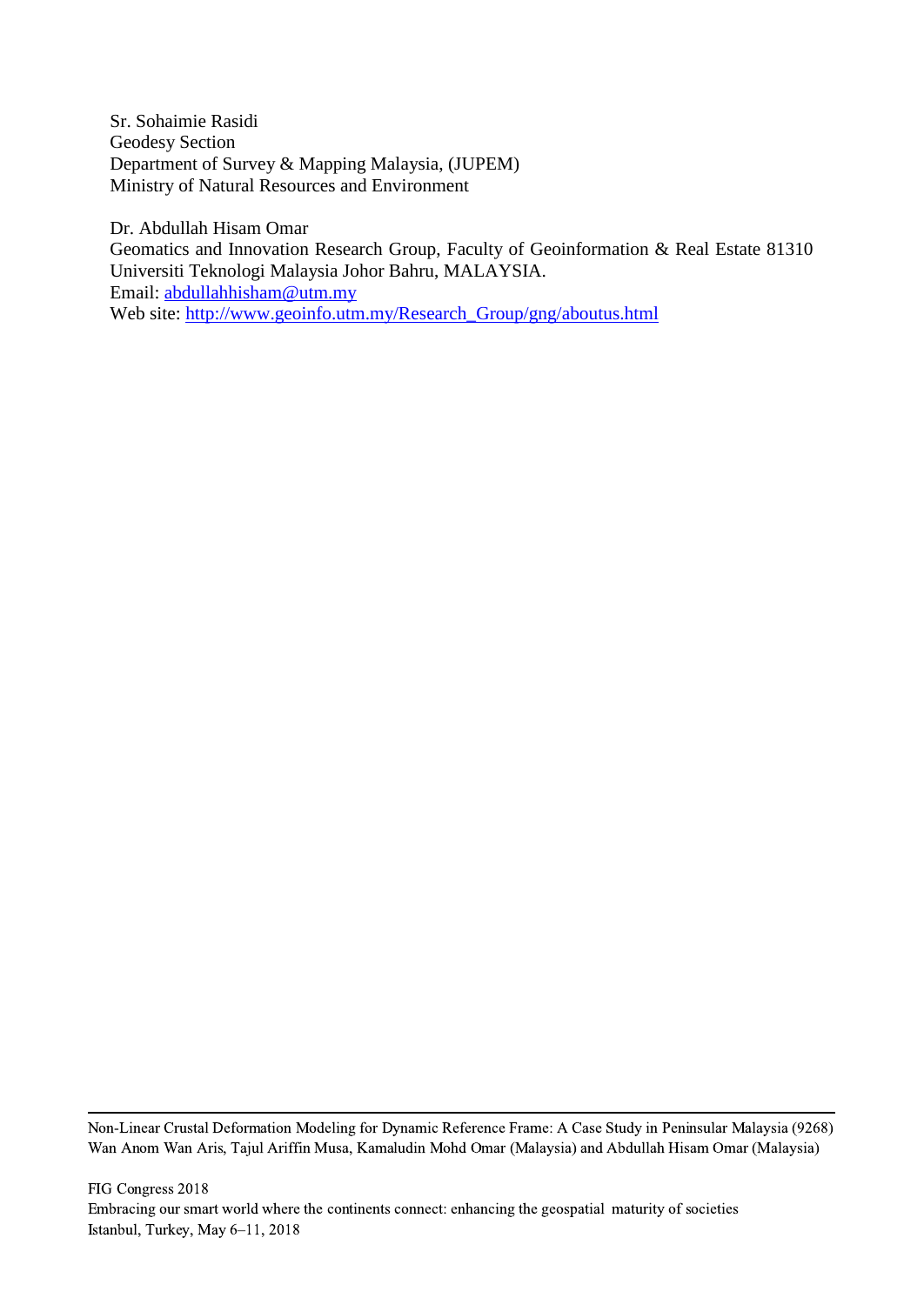Sr. Sohaimie Rasidi
Geodesy Section
Department of Survey & Mapping Malaysia, (JUPEM)
Ministry of Natural Resources and Environment

Dr. Abdullah Hisam Omar
Geomatics and Innovation Research Group, Faculty of Geoinformation & Real Estate 81310 Universiti Teknologi Malaysia Johor Bahru, MALAYSIA.
Email: abdullahhisham@utm.my
Web site: http://www.geoinfo.utm.my/Research_Group/gng/aboutus.html